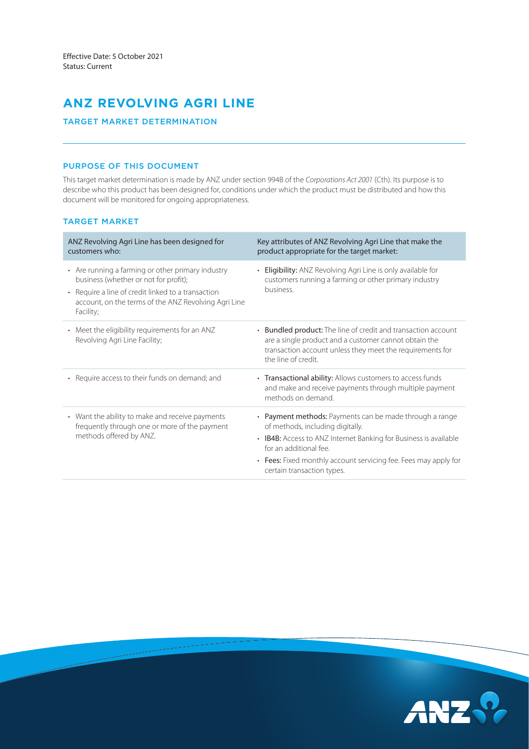Effective Date: 5 October 2021
Status: Current

# ANZ REVOLVING AGRI LINE

## TARGET MARKET DETERMINATION

### PURPOSE OF THIS DOCUMENT

This target market determination is made by ANZ under section 994B of the *Corporations Act 2001* (Cth). Its purpose is to describe who this product has been designed for, conditions under which the product must be distributed and how this document will be monitored for ongoing appropriateness.

### TARGET MARKET

| ANZ Revolving Agri Line has been designed for customers who: | Key attributes of ANZ Revolving Agri Line that make the product appropriate for the target market: |
|---|---|
| • Are running a farming or other primary industry business (whether or not for profit);<br>• Require a line of credit linked to a transaction account, on the terms of the ANZ Revolving Agri Line Facility; | • **Eligibility:** ANZ Revolving Agri Line is only available for customers running a farming or other primary industry business. |
| • Meet the eligibility requirements for an ANZ Revolving Agri Line Facility; | • **Bundled product:** The line of credit and transaction account are a single product and a customer cannot obtain the transaction account unless they meet the requirements for the line of credit. |
| • Require access to their funds on demand; and | • **Transactional ability:** Allows customers to access funds and make and receive payments through multiple payment methods on demand. |
| • Want the ability to make and receive payments frequently through one or more of the payment methods offered by ANZ. | • **Payment methods:** Payments can be made through a range of methods, including digitally.<br>• **IB4B:** Access to ANZ Internet Banking for Business is available for an additional fee.<br>• **Fees:** Fixed monthly account servicing fee. Fees may apply for certain transaction types. |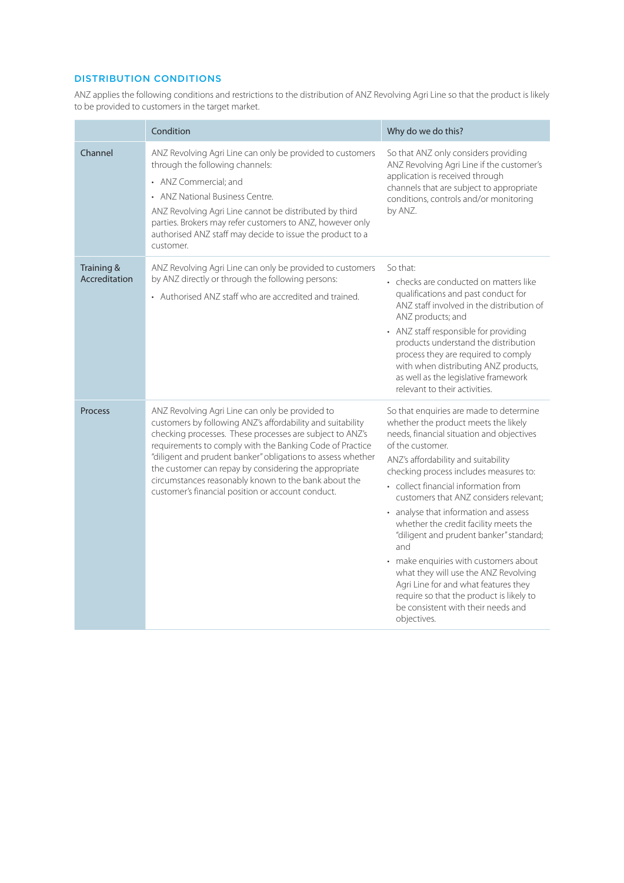## DISTRIBUTION CONDITIONS

ANZ applies the following conditions and restrictions to the distribution of ANZ Revolving Agri Line so that the product is likely to be provided to customers in the target market.

| | Condition | Why do we do this? |
|---|---|---|
| Channel | ANZ Revolving Agri Line can only be provided to customers through the following channels:<br>• ANZ Commercial; and<br>• ANZ National Business Centre.<br>ANZ Revolving Agri Line cannot be distributed by third parties. Brokers may refer customers to ANZ, however only authorised ANZ staff may decide to issue the product to a customer. | So that ANZ only considers providing ANZ Revolving Agri Line if the customer's application is received through channels that are subject to appropriate conditions, controls and/or monitoring by ANZ. |
| Training & Accreditation | ANZ Revolving Agri Line can only be provided to customers by ANZ directly or through the following persons:<br>• Authorised ANZ staff who are accredited and trained. | So that:<br>• checks are conducted on matters like qualifications and past conduct for ANZ staff involved in the distribution of ANZ products; and<br>• ANZ staff responsible for providing products understand the distribution process they are required to comply with when distributing ANZ products, as well as the legislative framework relevant to their activities. |
| Process | ANZ Revolving Agri Line can only be provided to customers by following ANZ's affordability and suitability checking processes. These processes are subject to ANZ's requirements to comply with the Banking Code of Practice "diligent and prudent banker" obligations to assess whether the customer can repay by considering the appropriate circumstances reasonably known to the bank about the customer's financial position or account conduct. | So that enquiries are made to determine whether the product meets the likely needs, financial situation and objectives of the customer.<br>ANZ's affordability and suitability checking process includes measures to:<br>• collect financial information from customers that ANZ considers relevant;<br>• analyse that information and assess whether the credit facility meets the "diligent and prudent banker" standard; and<br>• make enquiries with customers about what they will use the ANZ Revolving Agri Line for and what features they require so that the product is likely to be consistent with their needs and objectives. |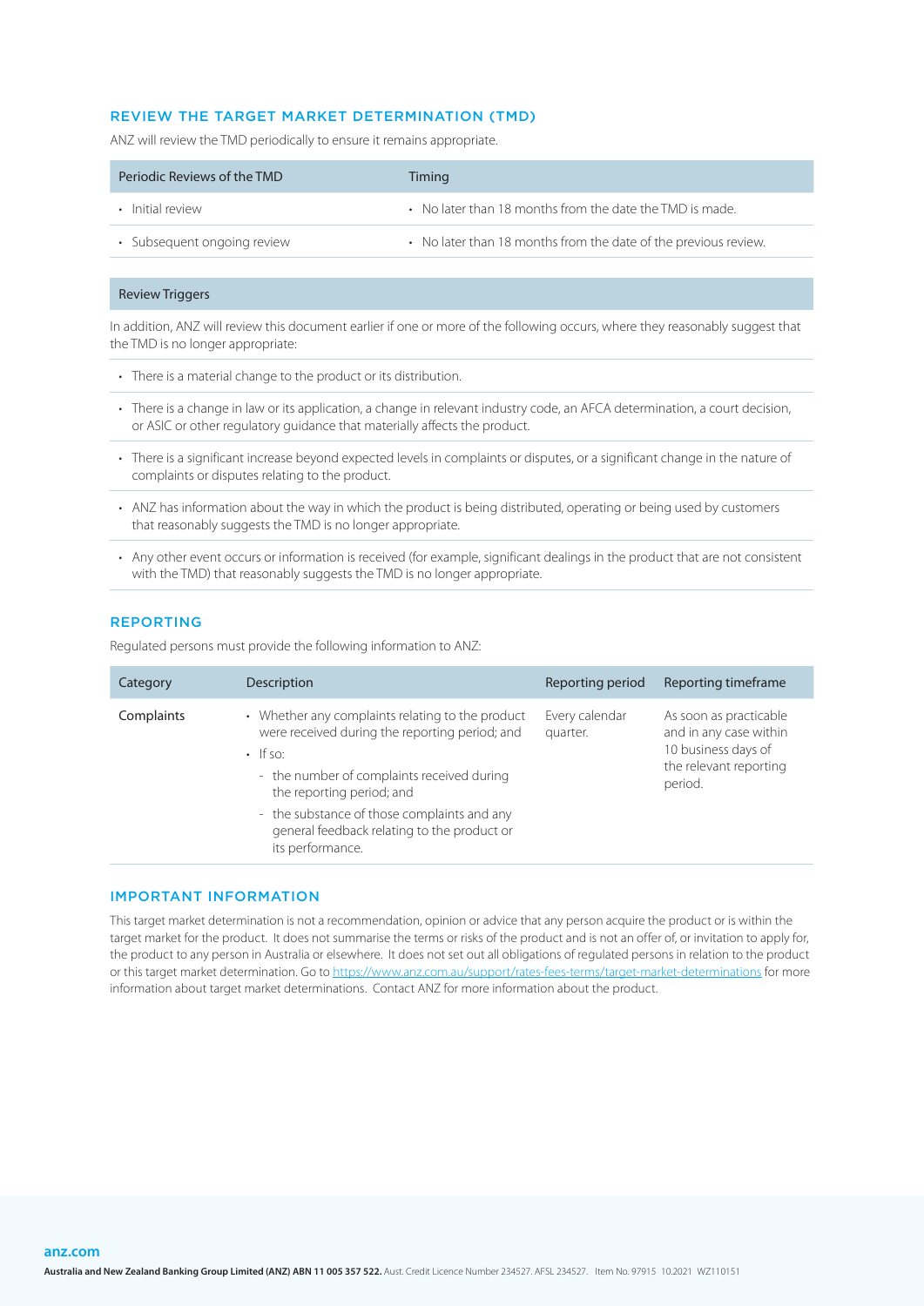## REVIEW THE TARGET MARKET DETERMINATION (TMD)

ANZ will review the TMD periodically to ensure it remains appropriate.

| Periodic Reviews of the TMD | Timing |
|---|---|
| • Initial review | • No later than 18 months from the date the TMD is made. |
| • Subsequent ongoing review | • No later than 18 months from the date of the previous review. |

### Review Triggers

In addition, ANZ will review this document earlier if one or more of the following occurs, where they reasonably suggest that the TMD is no longer appropriate:

- There is a material change to the product or its distribution.
- There is a change in law or its application, a change in relevant industry code, an AFCA determination, a court decision, or ASIC or other regulatory guidance that materially affects the product.
- There is a significant increase beyond expected levels in complaints or disputes, or a significant change in the nature of complaints or disputes relating to the product.
- ANZ has information about the way in which the product is being distributed, operating or being used by customers that reasonably suggests the TMD is no longer appropriate.
- Any other event occurs or information is received (for example, significant dealings in the product that are not consistent with the TMD) that reasonably suggests the TMD is no longer appropriate.

## REPORTING

Regulated persons must provide the following information to ANZ:

| Category | Description | Reporting period | Reporting timeframe |
|---|---|---|---|
| Complaints | • Whether any complaints relating to the product were received during the reporting period; and<br>• If so:<br>- the number of complaints received during the reporting period; and<br>- the substance of those complaints and any general feedback relating to the product or its performance. | Every calendar quarter. | As soon as practicable and in any case within 10 business days of the relevant reporting period. |

## IMPORTANT INFORMATION

This target market determination is not a recommendation, opinion or advice that any person acquire the product or is within the target market for the product. It does not summarise the terms or risks of the product and is not an offer of, or invitation to apply for, the product to any person in Australia or elsewhere. It does not set out all obligations of regulated persons in relation to the product or this target market determination. Go to https://www.anz.com.au/support/rates-fees-terms/target-market-determinations for more information about target market determinations. Contact ANZ for more information about the product.

anz.com

**Australia and New Zealand Banking Group Limited (ANZ) ABN 11 005 357 522.** Aust. Credit Licence Number 234527. AFSL 234527. Item No. 97915 10.2021 WZ110151